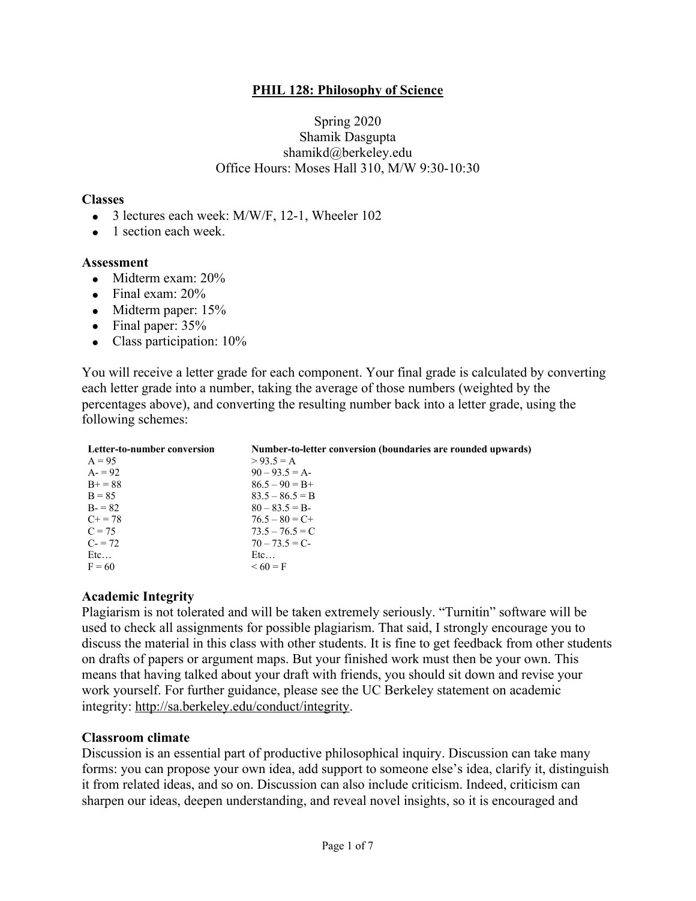# PHIL 128: Philosophy of Science

Spring 2020
Shamik Dasgupta
shamikd@berkeley.edu
Office Hours: Moses Hall 310, M/W 9:30-10:30

### Classes

- 3 lectures each week: M/W/F, 12-1, Wheeler 102
- 1 section each week.

### Assessment

- Midterm exam: 20%
- Final exam: 20%
- Midterm paper: 15%
- Final paper: 35%
- Class participation: 10%

You will receive a letter grade for each component. Your final grade is calculated by converting each letter grade into a number, taking the average of those numbers (weighted by the percentages above), and converting the resulting number back into a letter grade, using the following schemes:

| Letter-to-number conversion | Number-to-letter conversion (boundaries are rounded upwards) |
|---|---|
| A = 95 | > 93.5 = A |
| A- = 92 | 90 – 93.5 = A- |
| B+ = 88 | 86.5 – 90 = B+ |
| B = 85 | 83.5 – 86.5 = B |
| B- = 82 | 80 – 83.5 = B- |
| C+ = 78 | 76.5 – 80 = C+ |
| C = 75 | 73.5 – 76.5 = C |
| C- = 72 | 70 – 73.5 = C- |
| Etc… | Etc… |
| F = 60 | < 60 = F |

### Academic Integrity

Plagiarism is not tolerated and will be taken extremely seriously. "Turnitin" software will be used to check all assignments for possible plagiarism. That said, I strongly encourage you to discuss the material in this class with other students. It is fine to get feedback from other students on drafts of papers or argument maps. But your finished work must then be your own. This means that having talked about your draft with friends, you should sit down and revise your work yourself. For further guidance, please see the UC Berkeley statement on academic integrity: http://sa.berkeley.edu/conduct/integrity.

### Classroom climate

Discussion is an essential part of productive philosophical inquiry. Discussion can take many forms: you can propose your own idea, add support to someone else's idea, clarify it, distinguish it from related ideas, and so on. Discussion can also include criticism. Indeed, criticism can sharpen our ideas, deepen understanding, and reveal novel insights, so it is encouraged and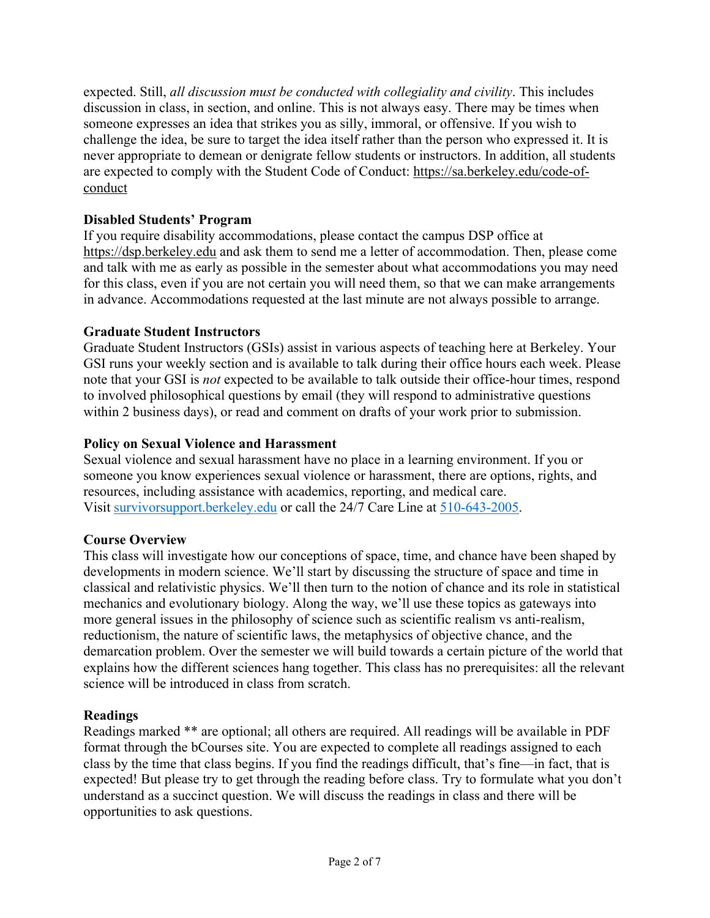expected. Still, *all discussion must be conducted with collegiality and civility*. This includes discussion in class, in section, and online. This is not always easy. There may be times when someone expresses an idea that strikes you as silly, immoral, or offensive. If you wish to challenge the idea, be sure to target the idea itself rather than the person who expressed it. It is never appropriate to demean or denigrate fellow students or instructors. In addition, all students are expected to comply with the Student Code of Conduct: https://sa.berkeley.edu/code-of-conduct

**Disabled Students' Program**
If you require disability accommodations, please contact the campus DSP office at https://dsp.berkeley.edu and ask them to send me a letter of accommodation. Then, please come and talk with me as early as possible in the semester about what accommodations you may need for this class, even if you are not certain you will need them, so that we can make arrangements in advance. Accommodations requested at the last minute are not always possible to arrange.

**Graduate Student Instructors**
Graduate Student Instructors (GSIs) assist in various aspects of teaching here at Berkeley. Your GSI runs your weekly section and is available to talk during their office hours each week. Please note that your GSI is *not* expected to be available to talk outside their office-hour times, respond to involved philosophical questions by email (they will respond to administrative questions within 2 business days), or read and comment on drafts of your work prior to submission.

**Policy on Sexual Violence and Harassment**
Sexual violence and sexual harassment have no place in a learning environment. If you or someone you know experiences sexual violence or harassment, there are options, rights, and resources, including assistance with academics, reporting, and medical care. Visit survivorsupport.berkeley.edu or call the 24/7 Care Line at 510-643-2005.

**Course Overview**
This class will investigate how our conceptions of space, time, and chance have been shaped by developments in modern science. We'll start by discussing the structure of space and time in classical and relativistic physics. We'll then turn to the notion of chance and its role in statistical mechanics and evolutionary biology. Along the way, we'll use these topics as gateways into more general issues in the philosophy of science such as scientific realism vs anti-realism, reductionism, the nature of scientific laws, the metaphysics of objective chance, and the demarcation problem. Over the semester we will build towards a certain picture of the world that explains how the different sciences hang together. This class has no prerequisites: all the relevant science will be introduced in class from scratch.

**Readings**
Readings marked ** are optional; all others are required. All readings will be available in PDF format through the bCourses site. You are expected to complete all readings assigned to each class by the time that class begins. If you find the readings difficult, that's fine—in fact, that is expected! But please try to get through the reading before class. Try to formulate what you don't understand as a succinct question. We will discuss the readings in class and there will be opportunities to ask questions.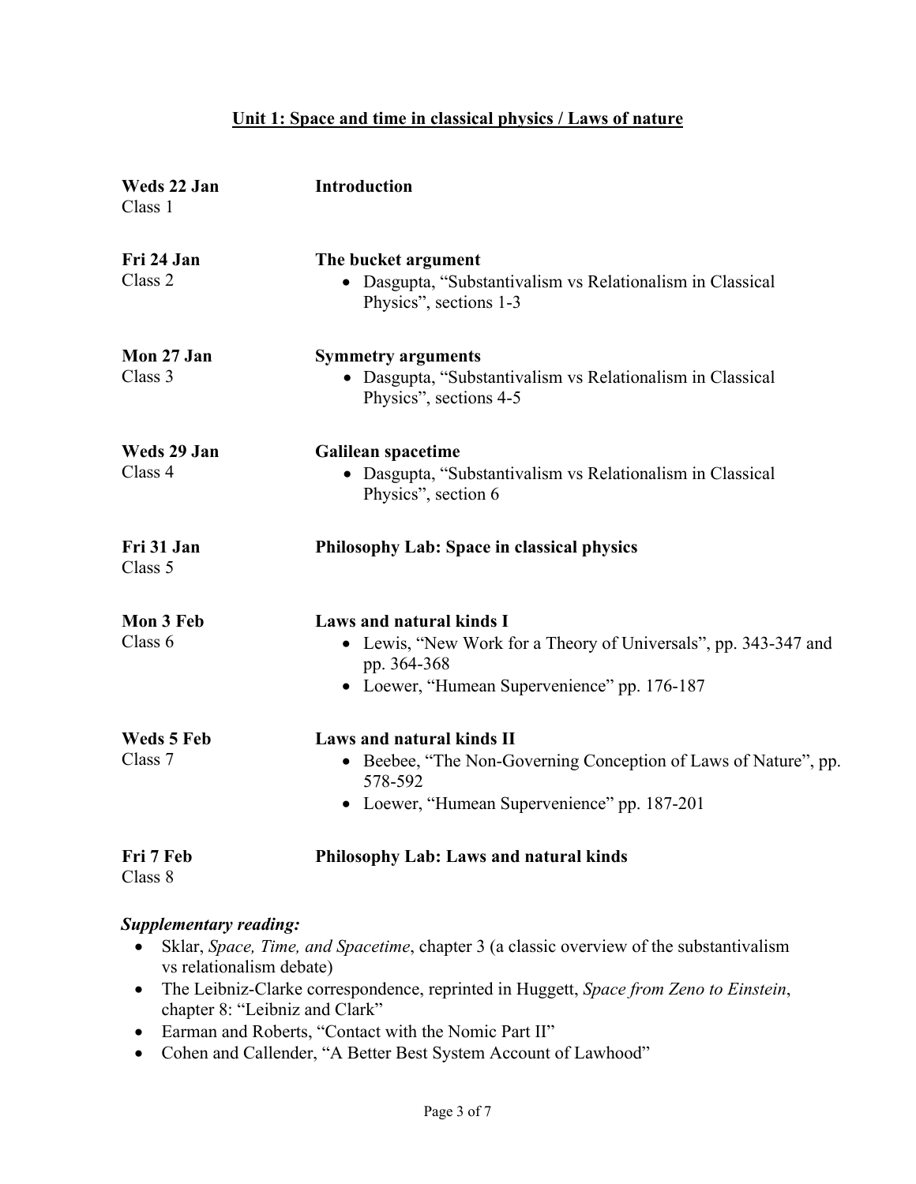## Unit 1: Space and time in classical physics / Laws of nature

**Weds 22 Jan**
Class 1

**Introduction**

**Fri 24 Jan**
Class 2

**The bucket argument**

- Dasgupta, "Substantivalism vs Relationalism in Classical Physics", sections 1-3

**Mon 27 Jan**
Class 3

**Symmetry arguments**

- Dasgupta, "Substantivalism vs Relationalism in Classical Physics", sections 4-5

**Weds 29 Jan**
Class 4

**Galilean spacetime**

- Dasgupta, "Substantivalism vs Relationalism in Classical Physics", section 6

**Fri 31 Jan**
Class 5

**Philosophy Lab: Space in classical physics**

**Mon 3 Feb**
Class 6

**Laws and natural kinds I**

- Lewis, "New Work for a Theory of Universals", pp. 343-347 and pp. 364-368
- Loewer, "Humean Supervenience" pp. 176-187

**Weds 5 Feb**
Class 7

**Laws and natural kinds II**

- Beebee, "The Non-Governing Conception of Laws of Nature", pp. 578-592
- Loewer, "Humean Supervenience" pp. 187-201

**Fri 7 Feb**
Class 8

**Philosophy Lab: Laws and natural kinds**

***Supplementary reading:***

- Sklar, *Space, Time, and Spacetime*, chapter 3 (a classic overview of the substantivalism vs relationalism debate)
- The Leibniz-Clarke correspondence, reprinted in Huggett, *Space from Zeno to Einstein*, chapter 8: "Leibniz and Clark"
- Earman and Roberts, "Contact with the Nomic Part II"
- Cohen and Callender, "A Better Best System Account of Lawhood"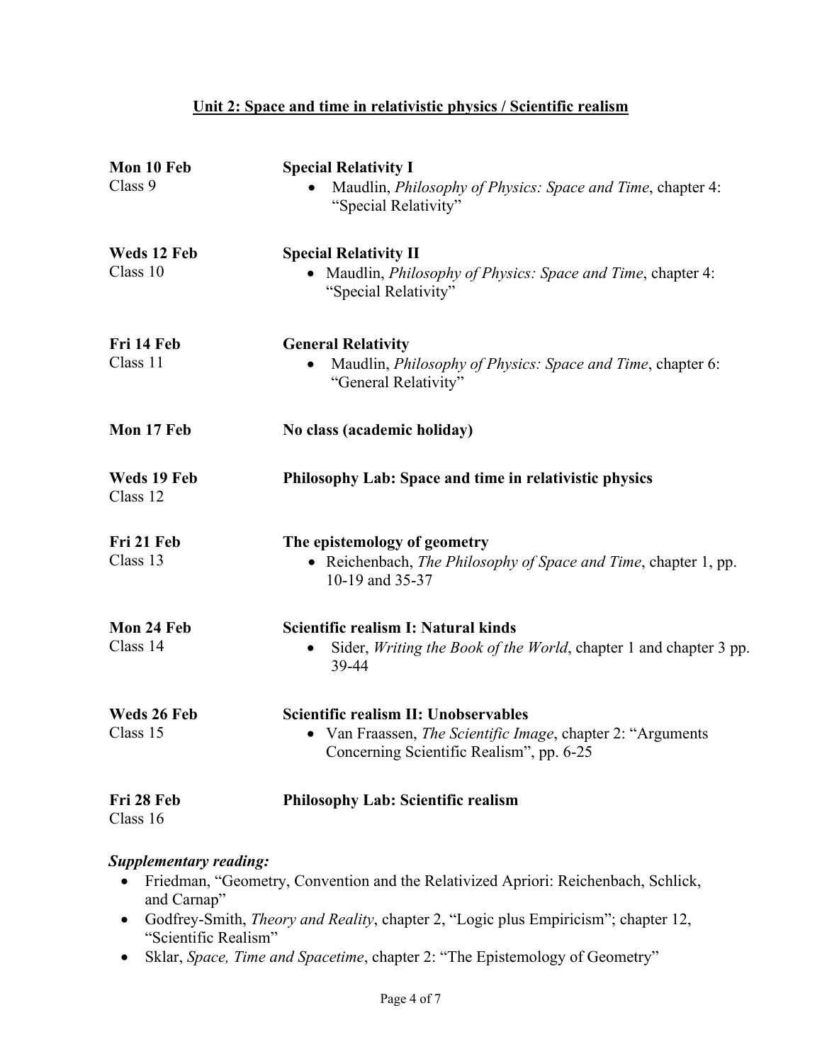## Unit 2: Space and time in relativistic physics / Scientific realism

**Mon 10 Feb**
Class 9

**Special Relativity I**

- Maudlin, *Philosophy of Physics: Space and Time*, chapter 4: "Special Relativity"

**Weds 12 Feb**
Class 10

**Special Relativity II**

- Maudlin, *Philosophy of Physics: Space and Time*, chapter 4: "Special Relativity"

**Fri 14 Feb**
Class 11

**General Relativity**

- Maudlin, *Philosophy of Physics: Space and Time*, chapter 6: "General Relativity"

**Mon 17 Feb**

**No class (academic holiday)**

**Weds 19 Feb**
Class 12

**Philosophy Lab: Space and time in relativistic physics**

**Fri 21 Feb**
Class 13

**The epistemology of geometry**

- Reichenbach, *The Philosophy of Space and Time*, chapter 1, pp. 10-19 and 35-37

**Mon 24 Feb**
Class 14

**Scientific realism I: Natural kinds**

- Sider, *Writing the Book of the World*, chapter 1 and chapter 3 pp. 39-44

**Weds 26 Feb**
Class 15

**Scientific realism II: Unobservables**

- Van Fraassen, *The Scientific Image*, chapter 2: "Arguments Concerning Scientific Realism", pp. 6-25

**Fri 28 Feb**
Class 16

**Philosophy Lab: Scientific realism**

***Supplementary reading:***

- Friedman, "Geometry, Convention and the Relativized Apriori: Reichenbach, Schlick, and Carnap"
- Godfrey-Smith, *Theory and Reality*, chapter 2, "Logic plus Empiricism"; chapter 12, "Scientific Realism"
- Sklar, *Space, Time and Spacetime*, chapter 2: "The Epistemology of Geometry"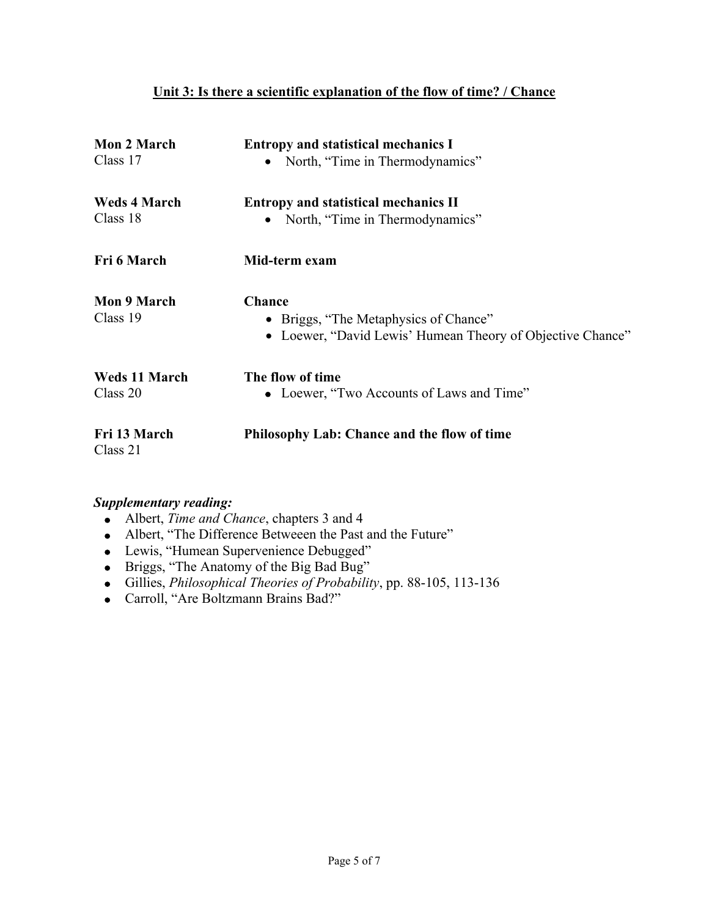## Unit 3: Is there a scientific explanation of the flow of time? / Chance

**Mon 2 March**
Class 17

**Entropy and statistical mechanics I**
- North, "Time in Thermodynamics"

**Weds 4 March**
Class 18

**Entropy and statistical mechanics II**
- North, "Time in Thermodynamics"

**Fri 6 March**

**Mid-term exam**

**Mon 9 March**
Class 19

**Chance**
- Briggs, "The Metaphysics of Chance"
- Loewer, "David Lewis' Humean Theory of Objective Chance"

**Weds 11 March**
Class 20

**The flow of time**
- Loewer, "Two Accounts of Laws and Time"

**Fri 13 March**
Class 21

**Philosophy Lab: Chance and the flow of time**

***Supplementary reading:***
- Albert, *Time and Chance*, chapters 3 and 4
- Albert, "The Difference Betweeen the Past and the Future"
- Lewis, "Humean Supervenience Debugged"
- Briggs, "The Anatomy of the Big Bad Bug"
- Gillies, *Philosophical Theories of Probability*, pp. 88-105, 113-136
- Carroll, "Are Boltzmann Brains Bad?"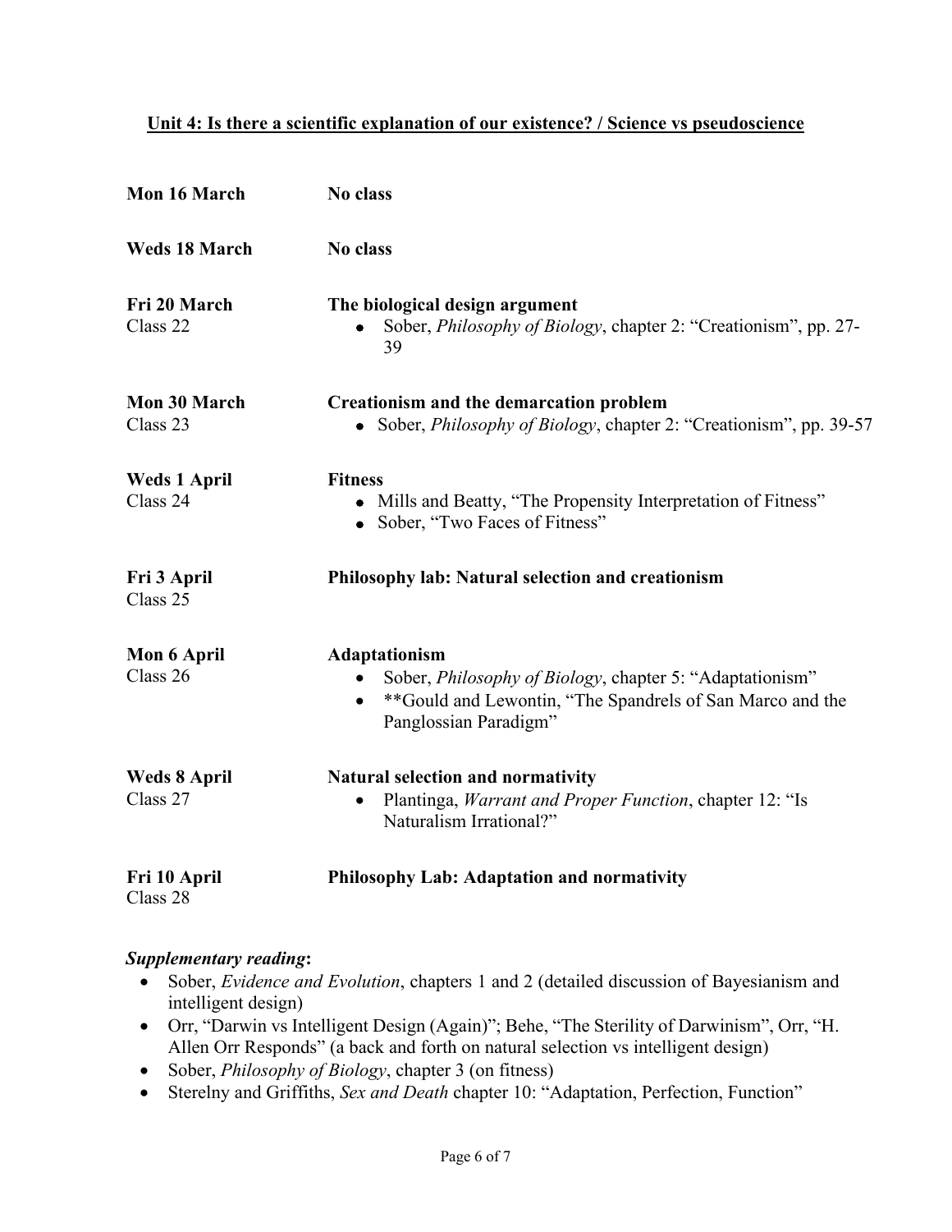## Unit 4: Is there a scientific explanation of our existence? / Science vs pseudoscience

**Mon 16 March** — **No class**

**Weds 18 March** — **No class**

**Fri 20 March**
Class 22

**The biological design argument**

- Sober, *Philosophy of Biology*, chapter 2: "Creationism", pp. 27-39

**Mon 30 March**
Class 23

**Creationism and the demarcation problem**

- Sober, *Philosophy of Biology*, chapter 2: "Creationism", pp. 39-57

**Weds 1 April**
Class 24

**Fitness**

- Mills and Beatty, "The Propensity Interpretation of Fitness"
- Sober, "Two Faces of Fitness"

**Fri 3 April**
Class 25

**Philosophy lab: Natural selection and creationism**

**Mon 6 April**
Class 26

**Adaptationism**

- Sober, *Philosophy of Biology*, chapter 5: "Adaptationism"
- **Gould and Lewontin, "The Spandrels of San Marco and the Panglossian Paradigm"

**Weds 8 April**
Class 27

**Natural selection and normativity**

- Plantinga, *Warrant and Proper Function*, chapter 12: "Is Naturalism Irrational?"

**Fri 10 April**
Class 28

**Philosophy Lab: Adaptation and normativity**

***Supplementary reading*:**

- Sober, *Evidence and Evolution*, chapters 1 and 2 (detailed discussion of Bayesianism and intelligent design)
- Orr, "Darwin vs Intelligent Design (Again)"; Behe, "The Sterility of Darwinism", Orr, "H. Allen Orr Responds" (a back and forth on natural selection vs intelligent design)
- Sober, *Philosophy of Biology*, chapter 3 (on fitness)
- Sterelny and Griffiths, *Sex and Death* chapter 10: "Adaptation, Perfection, Function"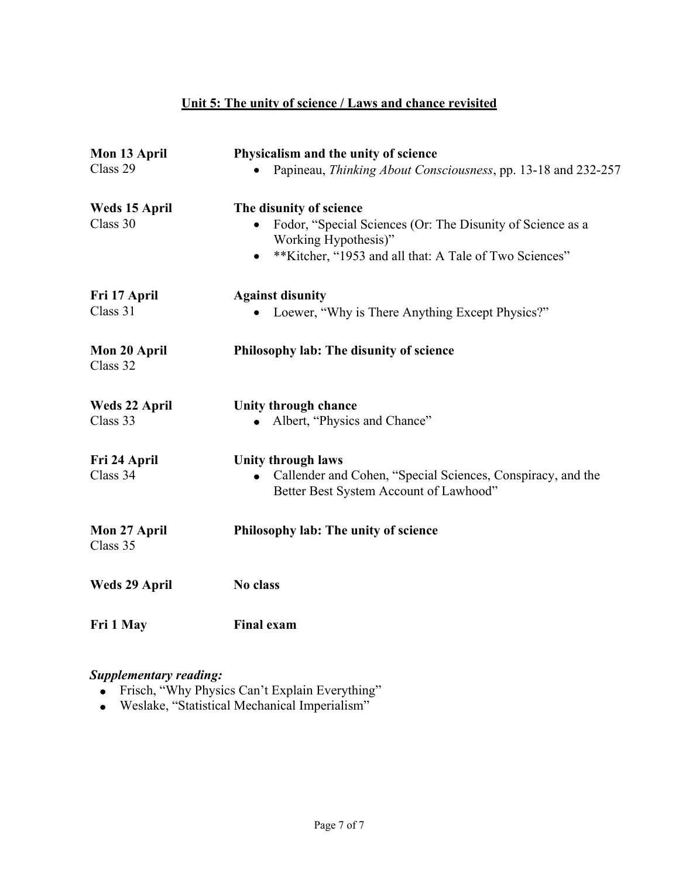## Unit 5: The unity of science / Laws and chance revisited

**Mon 13 April**
Class 29

**Physicalism and the unity of science**
- Papineau, *Thinking About Consciousness*, pp. 13-18 and 232-257

**Weds 15 April**
Class 30

**The disunity of science**
- Fodor, "Special Sciences (Or: The Disunity of Science as a Working Hypothesis)"
- **Kitcher, "1953 and all that: A Tale of Two Sciences"

**Fri 17 April**
Class 31

**Against disunity**
- Loewer, "Why is There Anything Except Physics?"

**Mon 20 April**
Class 32

**Philosophy lab: The disunity of science**

**Weds 22 April**
Class 33

**Unity through chance**
- Albert, "Physics and Chance"

**Fri 24 April**
Class 34

**Unity through laws**
- Callender and Cohen, "Special Sciences, Conspiracy, and the Better Best System Account of Lawhood"

**Mon 27 April**
Class 35

**Philosophy lab: The unity of science**

**Weds 29 April**

**No class**

**Fri 1 May**

**Final exam**

***Supplementary reading:***
- Frisch, "Why Physics Can't Explain Everything"
- Weslake, "Statistical Mechanical Imperialism"